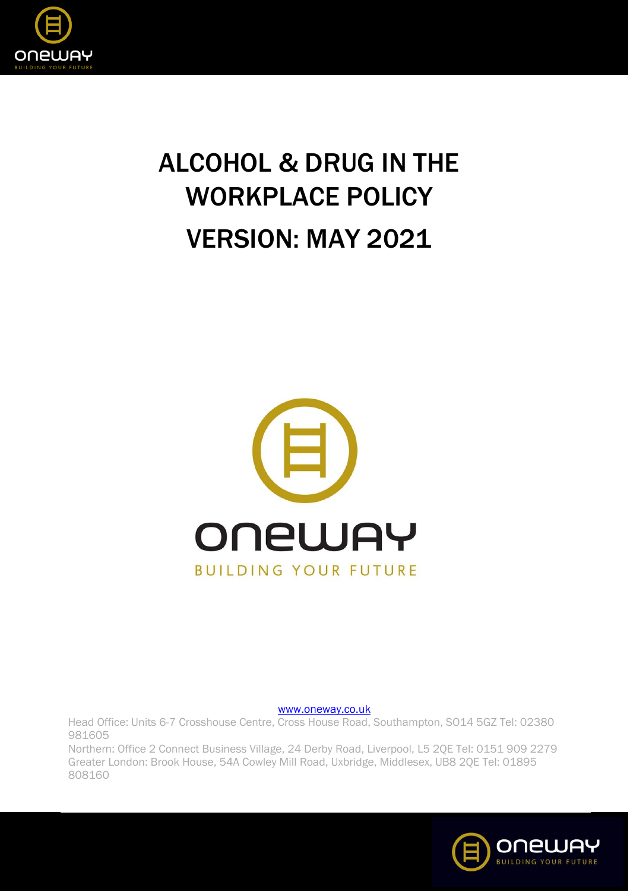# ALCOHOL & DRUG IN THE WORKPLACE POLICY

# VERSION: MAY 2021

oneway

BUILDING YOUR FUTURE

www.oneway.co.uk

Head Office: Units 6-7 Crosshouse Centre, Cross House Road, Southampton, SO14 5GZ Tel: 02380 981605

Northern: Office 2 Connect Business Village, 24 Derby Road, Liverpool, L5 2QE Tel: 0151 909 2279

Greater London: Brook House, 54A Cowley Mill Road, Uxbridge, Middlesex, UB8 2QE Tel: 01895 808160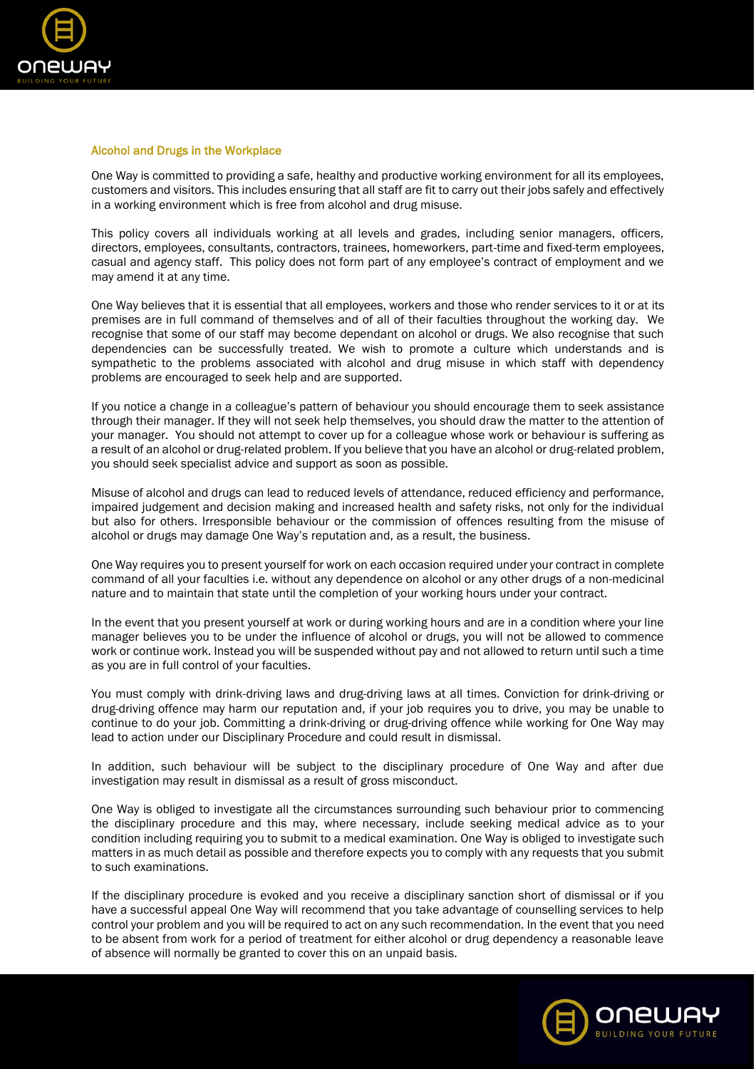## Alcohol and Drugs in the Workplace

One Way is committed to providing a safe, healthy and productive working environment for all its employees, customers and visitors. This includes ensuring that all staff are fit to carry out their jobs safely and effectively in a working environment which is free from alcohol and drug misuse.

This policy covers all individuals working at all levels and grades, including senior managers, officers, directors, employees, consultants, contractors, trainees, homeworkers, part-time and fixed-term employees, casual and agency staff. This policy does not form part of any employee's contract of employment and we may amend it at any time.

One Way believes that it is essential that all employees, workers and those who render services to it or at its premises are in full command of themselves and of all of their faculties throughout the working day. We recognise that some of our staff may become dependant on alcohol or drugs. We also recognise that such dependencies can be successfully treated. We wish to promote a culture which understands and is sympathetic to the problems associated with alcohol and drug misuse in which staff with dependency problems are encouraged to seek help and are supported.

If you notice a change in a colleague's pattern of behaviour you should encourage them to seek assistance through their manager. If they will not seek help themselves, you should draw the matter to the attention of your manager. You should not attempt to cover up for a colleague whose work or behaviour is suffering as a result of an alcohol or drug-related problem. If you believe that you have an alcohol or drug-related problem, you should seek specialist advice and support as soon as possible.

Misuse of alcohol and drugs can lead to reduced levels of attendance, reduced efficiency and performance, impaired judgement and decision making and increased health and safety risks, not only for the individual but also for others. Irresponsible behaviour or the commission of offences resulting from the misuse of alcohol or drugs may damage One Way's reputation and, as a result, the business.

One Way requires you to present yourself for work on each occasion required under your contract in complete command of all your faculties i.e. without any dependence on alcohol or any other drugs of a non-medicinal nature and to maintain that state until the completion of your working hours under your contract.

In the event that you present yourself at work or during working hours and are in a condition where your line manager believes you to be under the influence of alcohol or drugs, you will not be allowed to commence work or continue work. Instead you will be suspended without pay and not allowed to return until such a time as you are in full control of your faculties.

You must comply with drink-driving laws and drug-driving laws at all times. Conviction for drink-driving or drug-driving offence may harm our reputation and, if your job requires you to drive, you may be unable to continue to do your job. Committing a drink-driving or drug-driving offence while working for One Way may lead to action under our Disciplinary Procedure and could result in dismissal.

In addition, such behaviour will be subject to the disciplinary procedure of One Way and after due investigation may result in dismissal as a result of gross misconduct.

One Way is obliged to investigate all the circumstances surrounding such behaviour prior to commencing the disciplinary procedure and this may, where necessary, include seeking medical advice as to your condition including requiring you to submit to a medical examination. One Way is obliged to investigate such matters in as much detail as possible and therefore expects you to comply with any requests that you submit to such examinations.

If the disciplinary procedure is evoked and you receive a disciplinary sanction short of dismissal or if you have a successful appeal One Way will recommend that you take advantage of counselling services to help control your problem and you will be required to act on any such recommendation. In the event that you need to be absent from work for a period of treatment for either alcohol or drug dependency a reasonable leave of absence will normally be granted to cover this on an unpaid basis.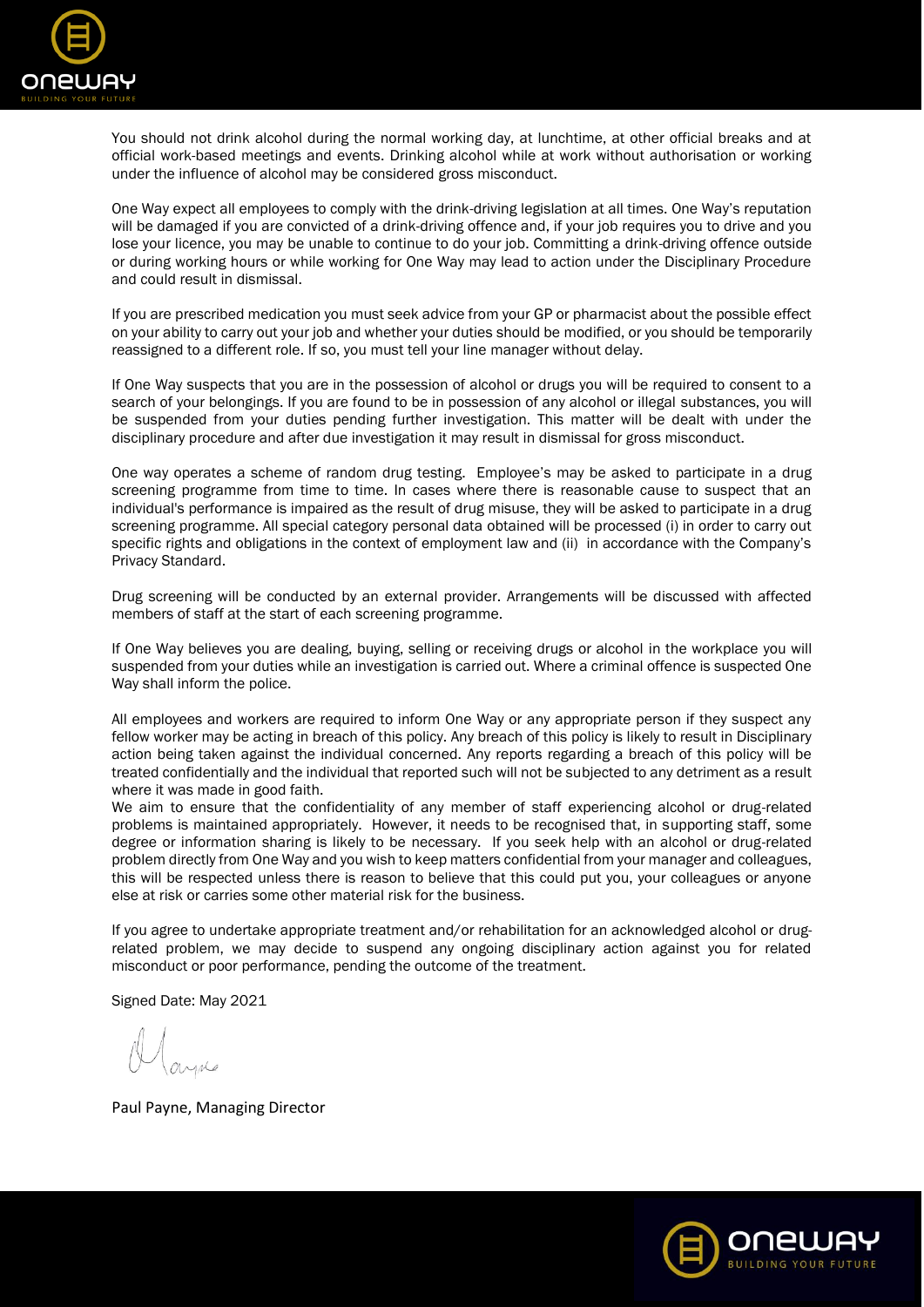You should not drink alcohol during the normal working day, at lunchtime, at other official breaks and at official work-based meetings and events. Drinking alcohol while at work without authorisation or working under the influence of alcohol may be considered gross misconduct.

One Way expect all employees to comply with the drink-driving legislation at all times. One Way's reputation will be damaged if you are convicted of a drink-driving offence and, if your job requires you to drive and you lose your licence, you may be unable to continue to do your job. Committing a drink-driving offence outside or during working hours or while working for One Way may lead to action under the Disciplinary Procedure and could result in dismissal.

If you are prescribed medication you must seek advice from your GP or pharmacist about the possible effect on your ability to carry out your job and whether your duties should be modified, or you should be temporarily reassigned to a different role. If so, you must tell your line manager without delay.

If One Way suspects that you are in the possession of alcohol or drugs you will be required to consent to a search of your belongings. If you are found to be in possession of any alcohol or illegal substances, you will be suspended from your duties pending further investigation. This matter will be dealt with under the disciplinary procedure and after due investigation it may result in dismissal for gross misconduct.

One way operates a scheme of random drug testing. Employee's may be asked to participate in a drug screening programme from time to time. In cases where there is reasonable cause to suspect that an individual's performance is impaired as the result of drug misuse, they will be asked to participate in a drug screening programme. All special category personal data obtained will be processed (i) in order to carry out specific rights and obligations in the context of employment law and (ii) in accordance with the Company's Privacy Standard.

Drug screening will be conducted by an external provider. Arrangements will be discussed with affected members of staff at the start of each screening programme.

If One Way believes you are dealing, buying, selling or receiving drugs or alcohol in the workplace you will suspended from your duties while an investigation is carried out. Where a criminal offence is suspected One Way shall inform the police.

All employees and workers are required to inform One Way or any appropriate person if they suspect any fellow worker may be acting in breach of this policy. Any breach of this policy is likely to result in Disciplinary action being taken against the individual concerned. Any reports regarding a breach of this policy will be treated confidentially and the individual that reported such will not be subjected to any detriment as a result where it was made in good faith.

We aim to ensure that the confidentiality of any member of staff experiencing alcohol or drug-related problems is maintained appropriately. However, it needs to be recognised that, in supporting staff, some degree or information sharing is likely to be necessary. If you seek help with an alcohol or drug-related problem directly from One Way and you wish to keep matters confidential from your manager and colleagues, this will be respected unless there is reason to believe that this could put you, your colleagues or anyone else at risk or carries some other material risk for the business.

If you agree to undertake appropriate treatment and/or rehabilitation for an acknowledged alcohol or drug-related problem, we may decide to suspend any ongoing disciplinary action against you for related misconduct or poor performance, pending the outcome of the treatment.

Signed Date: May 2021

Paul Payne, Managing Director